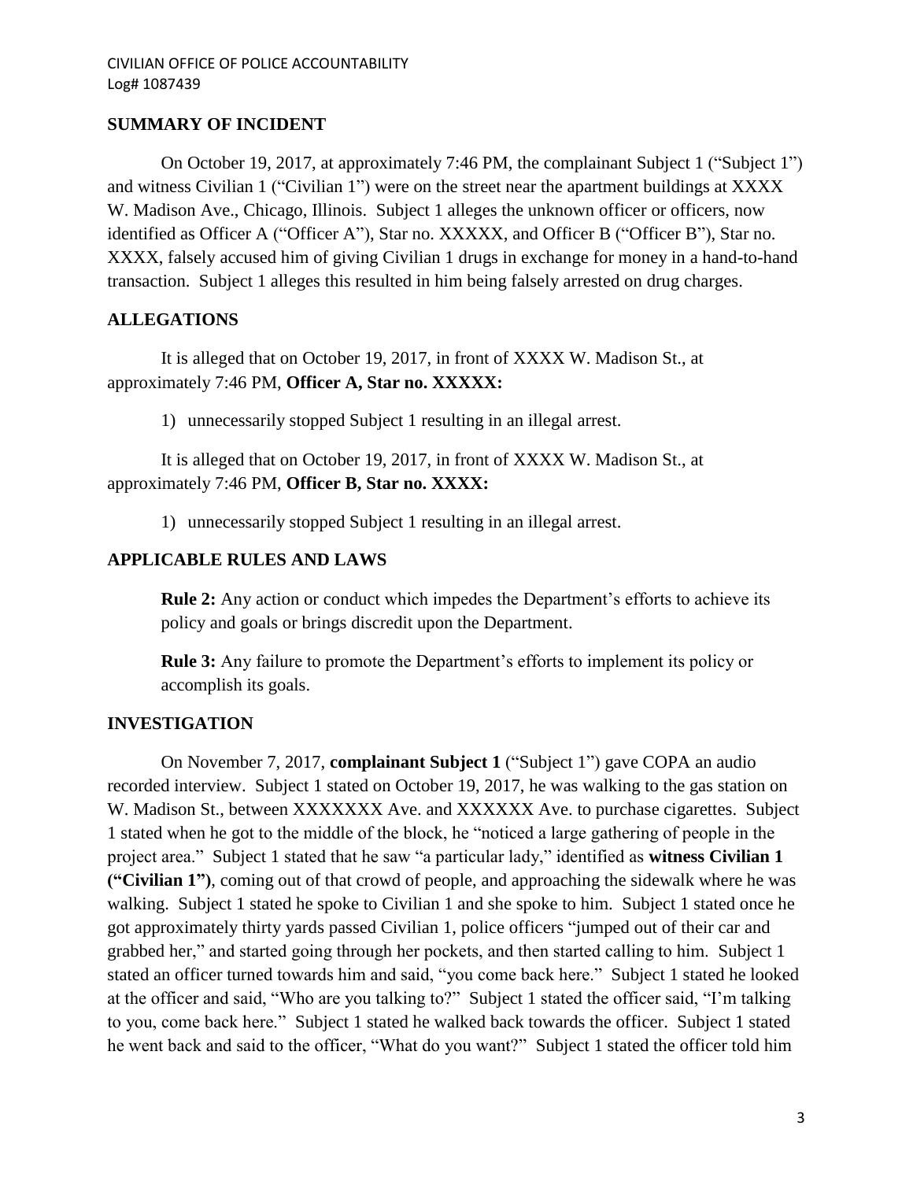## SUMMARY OF INCIDENT

On October 19, 2017, at approximately 7:46 PM, the complainant Subject 1 ("Subject 1") and witness Civilian 1 ("Civilian 1") were on the street near the apartment buildings at XXXX W. Madison Ave., Chicago, Illinois. Subject 1 alleges the unknown officer or officers, now identified as Officer A ("Officer A"), Star no. XXXXX, and Officer B ("Officer B"), Star no. XXXX, falsely accused him of giving Civilian 1 drugs in exchange for money in a hand-to-hand transaction. Subject 1 alleges this resulted in him being falsely arrested on drug charges.

## ALLEGATIONS

It is alleged that on October 19, 2017, in front of XXXX W. Madison St., at approximately 7:46 PM, **Officer A, Star no. XXXXX:**

1) unnecessarily stopped Subject 1 resulting in an illegal arrest.

It is alleged that on October 19, 2017, in front of XXXX W. Madison St., at approximately 7:46 PM, **Officer B, Star no. XXXX:**

1) unnecessarily stopped Subject 1 resulting in an illegal arrest.

## APPLICABLE RULES AND LAWS

**Rule 2:** Any action or conduct which impedes the Department's efforts to achieve its policy and goals or brings discredit upon the Department.

**Rule 3:** Any failure to promote the Department's efforts to implement its policy or accomplish its goals.

## INVESTIGATION

On November 7, 2017, **complainant Subject 1** ("Subject 1") gave COPA an audio recorded interview. Subject 1 stated on October 19, 2017, he was walking to the gas station on W. Madison St., between XXXXXXX Ave. and XXXXXX Ave. to purchase cigarettes. Subject 1 stated when he got to the middle of the block, he "noticed a large gathering of people in the project area." Subject 1 stated that he saw "a particular lady," identified as **witness Civilian 1 ("Civilian 1")**, coming out of that crowd of people, and approaching the sidewalk where he was walking. Subject 1 stated he spoke to Civilian 1 and she spoke to him. Subject 1 stated once he got approximately thirty yards passed Civilian 1, police officers "jumped out of their car and grabbed her," and started going through her pockets, and then started calling to him. Subject 1 stated an officer turned towards him and said, "you come back here." Subject 1 stated he looked at the officer and said, "Who are you talking to?" Subject 1 stated the officer said, "I'm talking to you, come back here." Subject 1 stated he walked back towards the officer. Subject 1 stated he went back and said to the officer, "What do you want?" Subject 1 stated the officer told him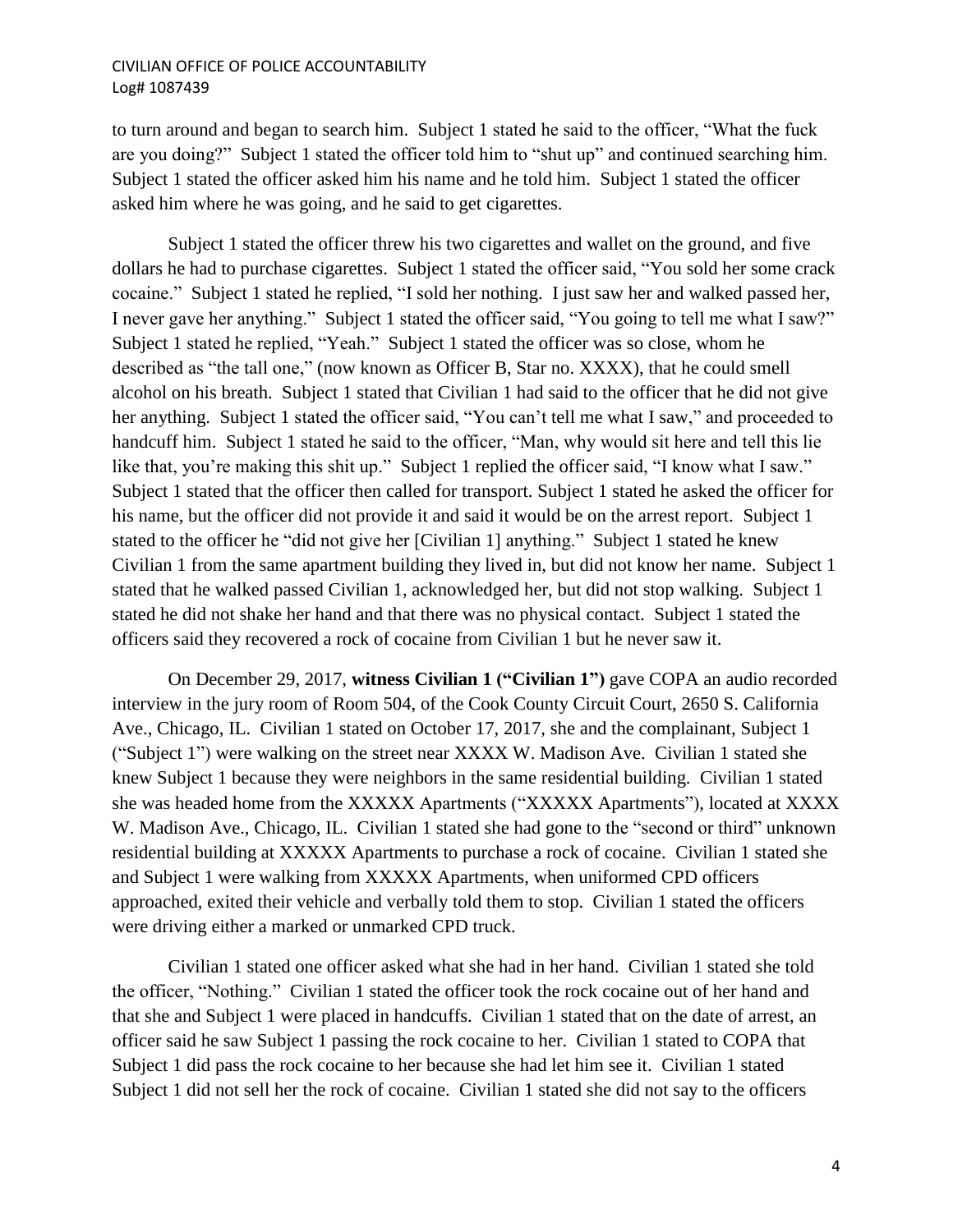to turn around and began to search him. Subject 1 stated he said to the officer, "What the fuck are you doing?" Subject 1 stated the officer told him to "shut up" and continued searching him. Subject 1 stated the officer asked him his name and he told him. Subject 1 stated the officer asked him where he was going, and he said to get cigarettes.

Subject 1 stated the officer threw his two cigarettes and wallet on the ground, and five dollars he had to purchase cigarettes. Subject 1 stated the officer said, "You sold her some crack cocaine." Subject 1 stated he replied, "I sold her nothing. I just saw her and walked passed her, I never gave her anything." Subject 1 stated the officer said, "You going to tell me what I saw?" Subject 1 stated he replied, "Yeah." Subject 1 stated the officer was so close, whom he described as "the tall one," (now known as Officer B, Star no. XXXX), that he could smell alcohol on his breath. Subject 1 stated that Civilian 1 had said to the officer that he did not give her anything. Subject 1 stated the officer said, "You can't tell me what I saw," and proceeded to handcuff him. Subject 1 stated he said to the officer, "Man, why would sit here and tell this lie like that, you're making this shit up." Subject 1 replied the officer said, "I know what I saw." Subject 1 stated that the officer then called for transport. Subject 1 stated he asked the officer for his name, but the officer did not provide it and said it would be on the arrest report. Subject 1 stated to the officer he "did not give her [Civilian 1] anything." Subject 1 stated he knew Civilian 1 from the same apartment building they lived in, but did not know her name. Subject 1 stated that he walked passed Civilian 1, acknowledged her, but did not stop walking. Subject 1 stated he did not shake her hand and that there was no physical contact. Subject 1 stated the officers said they recovered a rock of cocaine from Civilian 1 but he never saw it.

On December 29, 2017, **witness Civilian 1 ("Civilian 1")** gave COPA an audio recorded interview in the jury room of Room 504, of the Cook County Circuit Court, 2650 S. California Ave., Chicago, IL. Civilian 1 stated on October 17, 2017, she and the complainant, Subject 1 ("Subject 1") were walking on the street near XXXX W. Madison Ave. Civilian 1 stated she knew Subject 1 because they were neighbors in the same residential building. Civilian 1 stated she was headed home from the XXXXX Apartments ("XXXXX Apartments"), located at XXXX W. Madison Ave., Chicago, IL. Civilian 1 stated she had gone to the "second or third" unknown residential building at XXXXX Apartments to purchase a rock of cocaine. Civilian 1 stated she and Subject 1 were walking from XXXXX Apartments, when uniformed CPD officers approached, exited their vehicle and verbally told them to stop. Civilian 1 stated the officers were driving either a marked or unmarked CPD truck.

Civilian 1 stated one officer asked what she had in her hand. Civilian 1 stated she told the officer, "Nothing." Civilian 1 stated the officer took the rock cocaine out of her hand and that she and Subject 1 were placed in handcuffs. Civilian 1 stated that on the date of arrest, an officer said he saw Subject 1 passing the rock cocaine to her. Civilian 1 stated to COPA that Subject 1 did pass the rock cocaine to her because she had let him see it. Civilian 1 stated Subject 1 did not sell her the rock of cocaine. Civilian 1 stated she did not say to the officers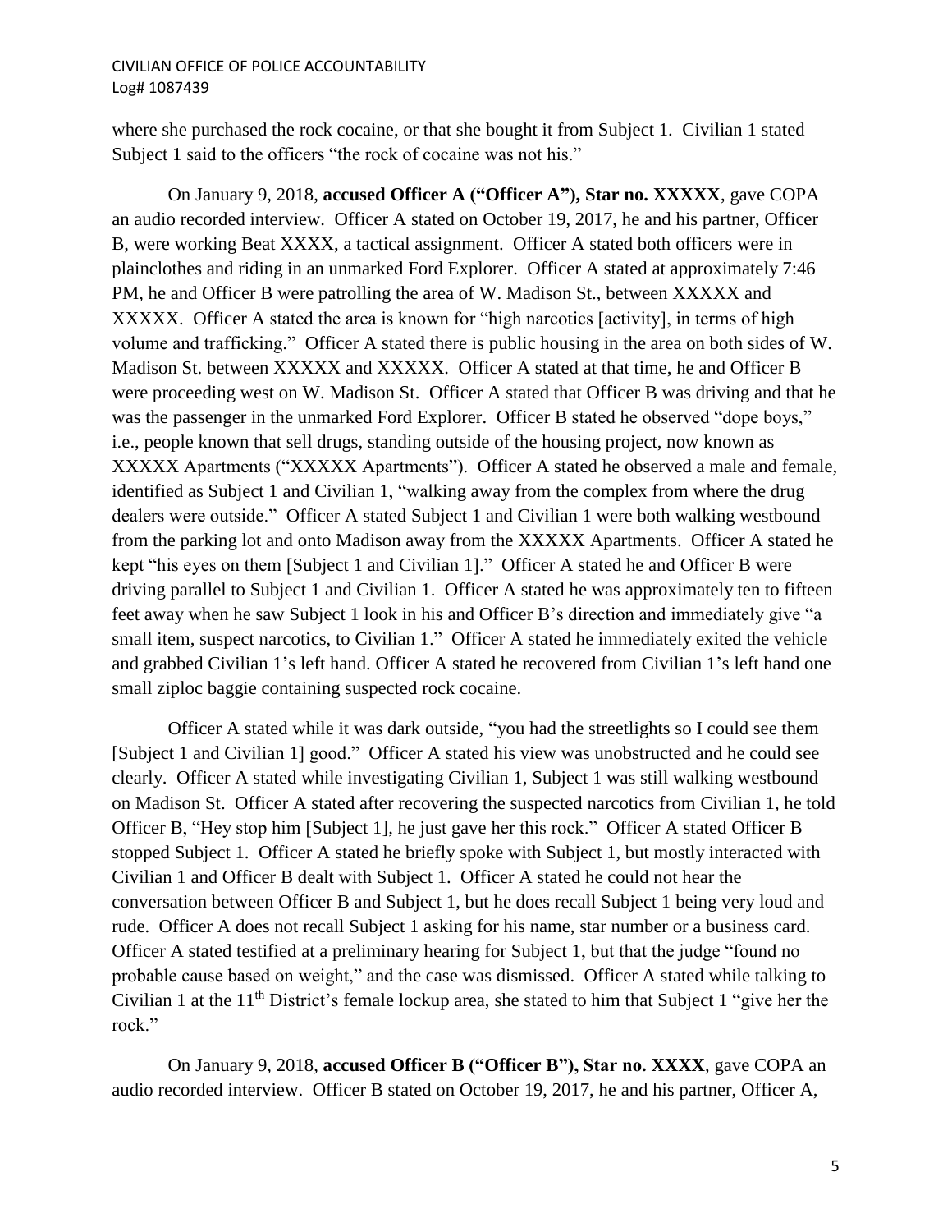where she purchased the rock cocaine, or that she bought it from Subject 1. Civilian 1 stated Subject 1 said to the officers "the rock of cocaine was not his."

On January 9, 2018, **accused Officer A ("Officer A"), Star no. XXXXX**, gave COPA an audio recorded interview. Officer A stated on October 19, 2017, he and his partner, Officer B, were working Beat XXXX, a tactical assignment. Officer A stated both officers were in plainclothes and riding in an unmarked Ford Explorer. Officer A stated at approximately 7:46 PM, he and Officer B were patrolling the area of W. Madison St., between XXXXX and XXXXX. Officer A stated the area is known for "high narcotics [activity], in terms of high volume and trafficking." Officer A stated there is public housing in the area on both sides of W. Madison St. between XXXXX and XXXXX. Officer A stated at that time, he and Officer B were proceeding west on W. Madison St. Officer A stated that Officer B was driving and that he was the passenger in the unmarked Ford Explorer. Officer B stated he observed "dope boys," i.e., people known that sell drugs, standing outside of the housing project, now known as XXXXX Apartments ("XXXXX Apartments"). Officer A stated he observed a male and female, identified as Subject 1 and Civilian 1, "walking away from the complex from where the drug dealers were outside." Officer A stated Subject 1 and Civilian 1 were both walking westbound from the parking lot and onto Madison away from the XXXXX Apartments. Officer A stated he kept "his eyes on them [Subject 1 and Civilian 1]." Officer A stated he and Officer B were driving parallel to Subject 1 and Civilian 1. Officer A stated he was approximately ten to fifteen feet away when he saw Subject 1 look in his and Officer B's direction and immediately give "a small item, suspect narcotics, to Civilian 1." Officer A stated he immediately exited the vehicle and grabbed Civilian 1's left hand. Officer A stated he recovered from Civilian 1's left hand one small ziploc baggie containing suspected rock cocaine.

Officer A stated while it was dark outside, "you had the streetlights so I could see them [Subject 1 and Civilian 1] good." Officer A stated his view was unobstructed and he could see clearly. Officer A stated while investigating Civilian 1, Subject 1 was still walking westbound on Madison St. Officer A stated after recovering the suspected narcotics from Civilian 1, he told Officer B, "Hey stop him [Subject 1], he just gave her this rock." Officer A stated Officer B stopped Subject 1. Officer A stated he briefly spoke with Subject 1, but mostly interacted with Civilian 1 and Officer B dealt with Subject 1. Officer A stated he could not hear the conversation between Officer B and Subject 1, but he does recall Subject 1 being very loud and rude. Officer A does not recall Subject 1 asking for his name, star number or a business card. Officer A stated testified at a preliminary hearing for Subject 1, but that the judge "found no probable cause based on weight," and the case was dismissed. Officer A stated while talking to Civilian 1 at the 11th District's female lockup area, she stated to him that Subject 1 "give her the rock."

On January 9, 2018, **accused Officer B ("Officer B"), Star no. XXXX**, gave COPA an audio recorded interview. Officer B stated on October 19, 2017, he and his partner, Officer A,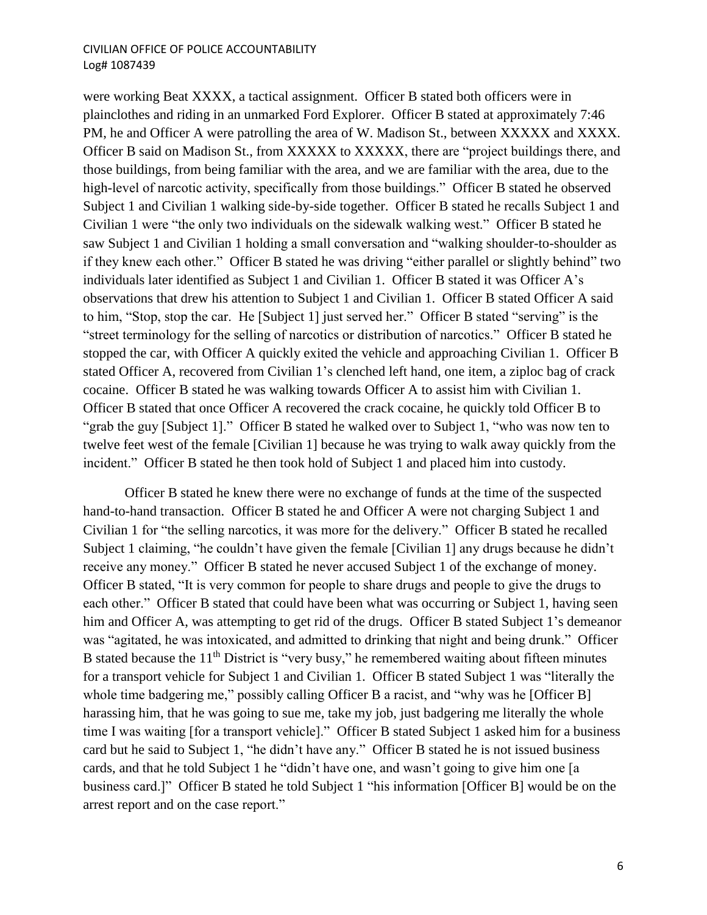were working Beat XXXX, a tactical assignment. Officer B stated both officers were in plainclothes and riding in an unmarked Ford Explorer. Officer B stated at approximately 7:46 PM, he and Officer A were patrolling the area of W. Madison St., between XXXXX and XXXX. Officer B said on Madison St., from XXXXX to XXXXX, there are "project buildings there, and those buildings, from being familiar with the area, and we are familiar with the area, due to the high-level of narcotic activity, specifically from those buildings." Officer B stated he observed Subject 1 and Civilian 1 walking side-by-side together. Officer B stated he recalls Subject 1 and Civilian 1 were "the only two individuals on the sidewalk walking west." Officer B stated he saw Subject 1 and Civilian 1 holding a small conversation and "walking shoulder-to-shoulder as if they knew each other." Officer B stated he was driving "either parallel or slightly behind" two individuals later identified as Subject 1 and Civilian 1. Officer B stated it was Officer A's observations that drew his attention to Subject 1 and Civilian 1. Officer B stated Officer A said to him, "Stop, stop the car. He [Subject 1] just served her." Officer B stated "serving" is the "street terminology for the selling of narcotics or distribution of narcotics." Officer B stated he stopped the car, with Officer A quickly exited the vehicle and approaching Civilian 1. Officer B stated Officer A, recovered from Civilian 1's clenched left hand, one item, a ziploc bag of crack cocaine. Officer B stated he was walking towards Officer A to assist him with Civilian 1. Officer B stated that once Officer A recovered the crack cocaine, he quickly told Officer B to "grab the guy [Subject 1]." Officer B stated he walked over to Subject 1, "who was now ten to twelve feet west of the female [Civilian 1] because he was trying to walk away quickly from the incident." Officer B stated he then took hold of Subject 1 and placed him into custody.

Officer B stated he knew there were no exchange of funds at the time of the suspected hand-to-hand transaction. Officer B stated he and Officer A were not charging Subject 1 and Civilian 1 for "the selling narcotics, it was more for the delivery." Officer B stated he recalled Subject 1 claiming, "he couldn't have given the female [Civilian 1] any drugs because he didn't receive any money." Officer B stated he never accused Subject 1 of the exchange of money. Officer B stated, "It is very common for people to share drugs and people to give the drugs to each other." Officer B stated that could have been what was occurring or Subject 1, having seen him and Officer A, was attempting to get rid of the drugs. Officer B stated Subject 1's demeanor was "agitated, he was intoxicated, and admitted to drinking that night and being drunk." Officer B stated because the 11th District is "very busy," he remembered waiting about fifteen minutes for a transport vehicle for Subject 1 and Civilian 1. Officer B stated Subject 1 was "literally the whole time badgering me," possibly calling Officer B a racist, and "why was he [Officer B] harassing him, that he was going to sue me, take my job, just badgering me literally the whole time I was waiting [for a transport vehicle]." Officer B stated Subject 1 asked him for a business card but he said to Subject 1, "he didn't have any." Officer B stated he is not issued business cards, and that he told Subject 1 he "didn't have one, and wasn't going to give him one [a business card.]" Officer B stated he told Subject 1 "his information [Officer B] would be on the arrest report and on the case report."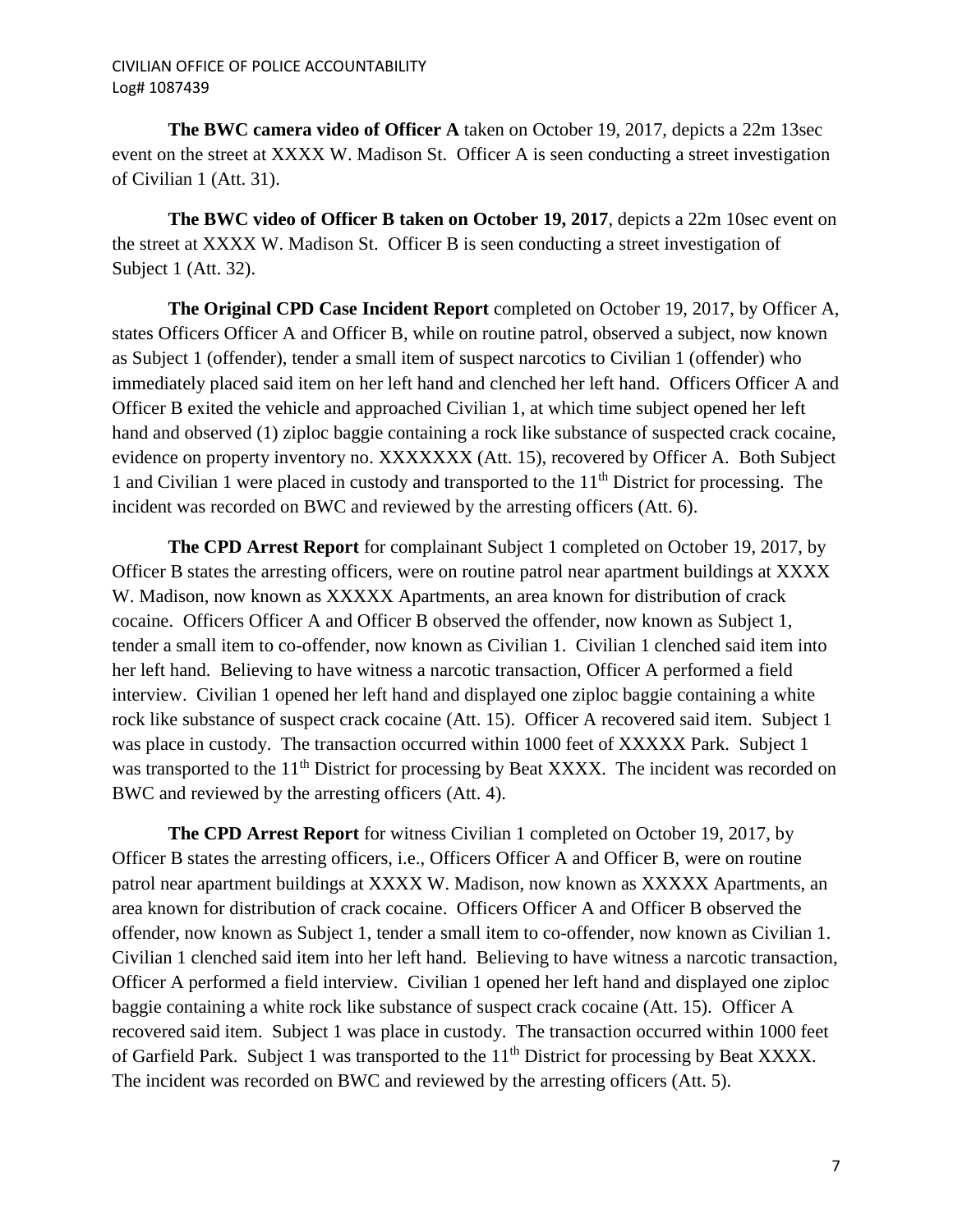**The BWC camera video of Officer A** taken on October 19, 2017, depicts a 22m 13sec event on the street at XXXX W. Madison St. Officer A is seen conducting a street investigation of Civilian 1 (Att. 31).

**The BWC video of Officer B taken on October 19, 2017**, depicts a 22m 10sec event on the street at XXXX W. Madison St. Officer B is seen conducting a street investigation of Subject 1 (Att. 32).

**The Original CPD Case Incident Report** completed on October 19, 2017, by Officer A, states Officers Officer A and Officer B, while on routine patrol, observed a subject, now known as Subject 1 (offender), tender a small item of suspect narcotics to Civilian 1 (offender) who immediately placed said item on her left hand and clenched her left hand. Officers Officer A and Officer B exited the vehicle and approached Civilian 1, at which time subject opened her left hand and observed (1) ziploc baggie containing a rock like substance of suspected crack cocaine, evidence on property inventory no. XXXXXXX (Att. 15), recovered by Officer A. Both Subject 1 and Civilian 1 were placed in custody and transported to the 11th District for processing. The incident was recorded on BWC and reviewed by the arresting officers (Att. 6).

**The CPD Arrest Report** for complainant Subject 1 completed on October 19, 2017, by Officer B states the arresting officers, were on routine patrol near apartment buildings at XXXX W. Madison, now known as XXXXX Apartments, an area known for distribution of crack cocaine. Officers Officer A and Officer B observed the offender, now known as Subject 1, tender a small item to co-offender, now known as Civilian 1. Civilian 1 clenched said item into her left hand. Believing to have witness a narcotic transaction, Officer A performed a field interview. Civilian 1 opened her left hand and displayed one ziploc baggie containing a white rock like substance of suspect crack cocaine (Att. 15). Officer A recovered said item. Subject 1 was place in custody. The transaction occurred within 1000 feet of XXXXX Park. Subject 1 was transported to the 11th District for processing by Beat XXXX. The incident was recorded on BWC and reviewed by the arresting officers (Att. 4).

**The CPD Arrest Report** for witness Civilian 1 completed on October 19, 2017, by Officer B states the arresting officers, i.e., Officers Officer A and Officer B, were on routine patrol near apartment buildings at XXXX W. Madison, now known as XXXXX Apartments, an area known for distribution of crack cocaine. Officers Officer A and Officer B observed the offender, now known as Subject 1, tender a small item to co-offender, now known as Civilian 1. Civilian 1 clenched said item into her left hand. Believing to have witness a narcotic transaction, Officer A performed a field interview. Civilian 1 opened her left hand and displayed one ziploc baggie containing a white rock like substance of suspect crack cocaine (Att. 15). Officer A recovered said item. Subject 1 was place in custody. The transaction occurred within 1000 feet of Garfield Park. Subject 1 was transported to the 11th District for processing by Beat XXXX. The incident was recorded on BWC and reviewed by the arresting officers (Att. 5).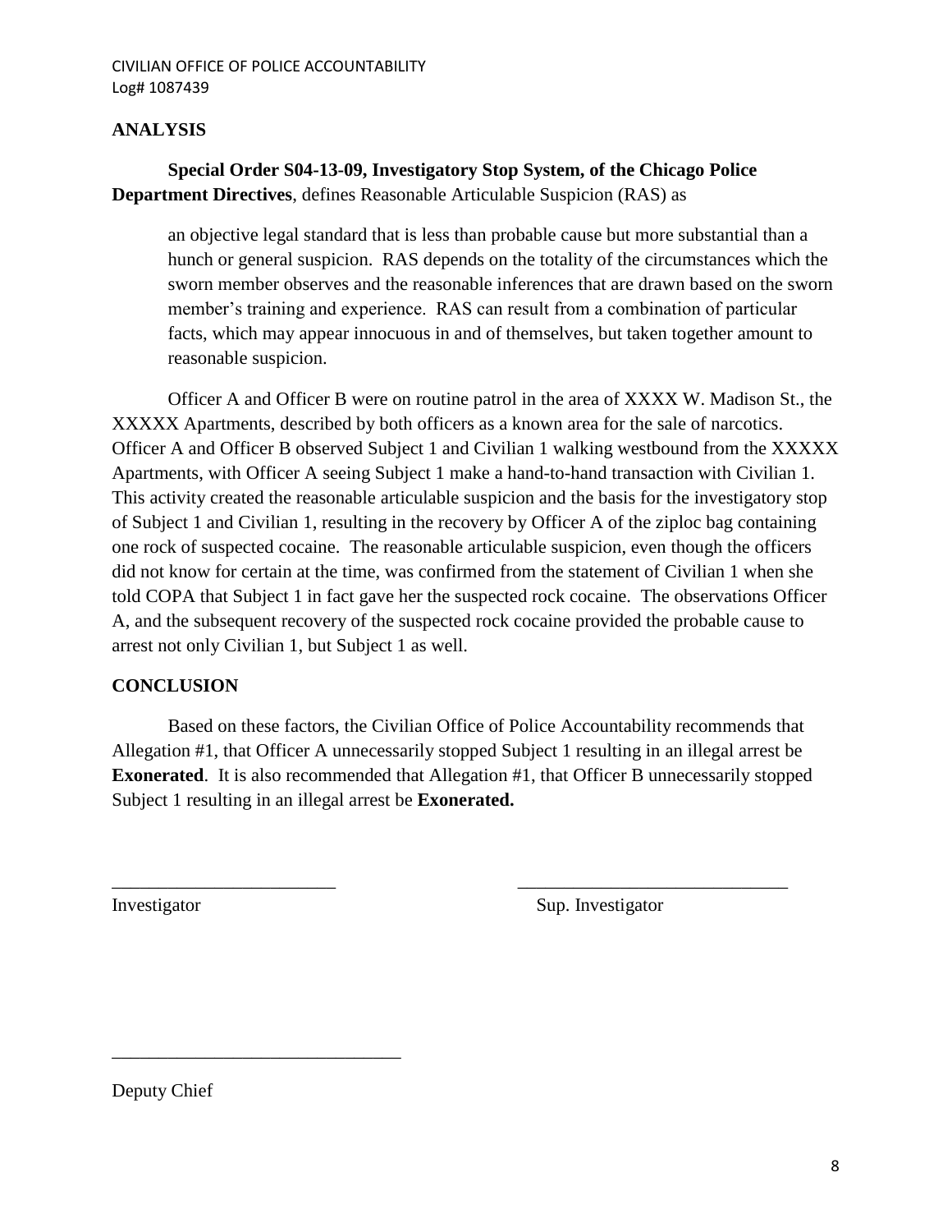## ANALYSIS

**Special Order S04-13-09, Investigatory Stop System, of the Chicago Police Department Directives**, defines Reasonable Articulable Suspicion (RAS) as

> an objective legal standard that is less than probable cause but more substantial than a hunch or general suspicion. RAS depends on the totality of the circumstances which the sworn member observes and the reasonable inferences that are drawn based on the sworn member's training and experience. RAS can result from a combination of particular facts, which may appear innocuous in and of themselves, but taken together amount to reasonable suspicion.

Officer A and Officer B were on routine patrol in the area of XXXX W. Madison St., the XXXXX Apartments, described by both officers as a known area for the sale of narcotics. Officer A and Officer B observed Subject 1 and Civilian 1 walking westbound from the XXXXX Apartments, with Officer A seeing Subject 1 make a hand-to-hand transaction with Civilian 1. This activity created the reasonable articulable suspicion and the basis for the investigatory stop of Subject 1 and Civilian 1, resulting in the recovery by Officer A of the ziploc bag containing one rock of suspected cocaine. The reasonable articulable suspicion, even though the officers did not know for certain at the time, was confirmed from the statement of Civilian 1 when she told COPA that Subject 1 in fact gave her the suspected rock cocaine. The observations Officer A, and the subsequent recovery of the suspected rock cocaine provided the probable cause to arrest not only Civilian 1, but Subject 1 as well.

## CONCLUSION

Based on these factors, the Civilian Office of Police Accountability recommends that Allegation #1, that Officer A unnecessarily stopped Subject 1 resulting in an illegal arrest be **Exonerated**. It is also recommended that Allegation #1, that Officer B unnecessarily stopped Subject 1 resulting in an illegal arrest be **Exonerated.**

________________________  ____________________________

Investigator  Sup. Investigator

______________________________

Deputy Chief